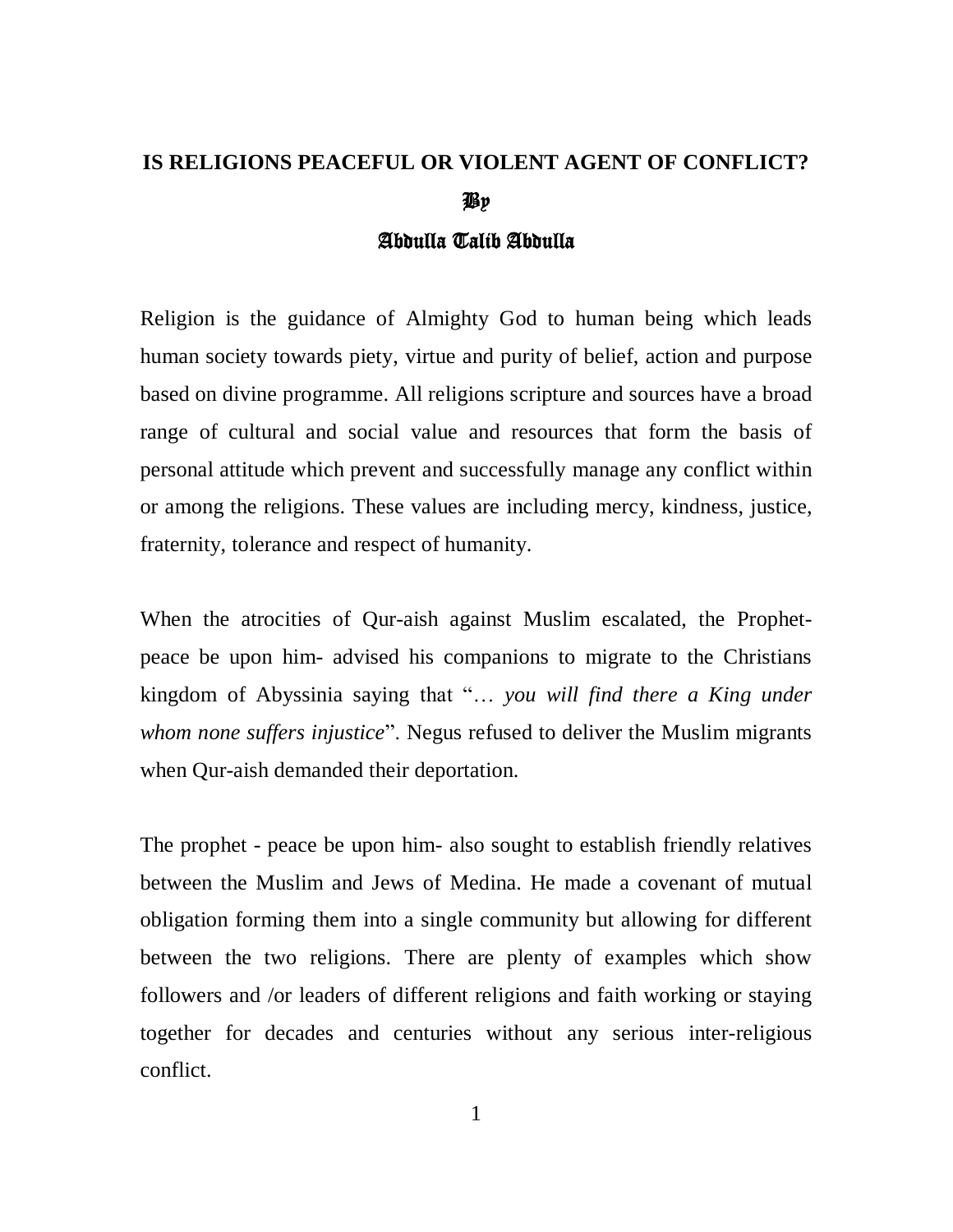# IS RELIGIONS PEACEFUL OR VIOLENT AGENT OF CONFLICT?

By

Abdulla Talib Abdulla

Religion is the guidance of Almighty God to human being which leads human society towards piety, virtue and purity of belief, action and purpose based on divine programme. All religions scripture and sources have a broad range of cultural and social value and resources that form the basis of personal attitude which prevent and successfully manage any conflict within or among the religions. These values are including mercy, kindness, justice, fraternity, tolerance and respect of humanity.

When the atrocities of Qur-aish against Muslim escalated, the Prophet- peace be upon him- advised his companions to migrate to the Christians kingdom of Abyssinia saying that "… *you will find there a King under whom none suffers injustice*". Negus refused to deliver the Muslim migrants when Qur-aish demanded their deportation.

The prophet - peace be upon him- also sought to establish friendly relatives between the Muslim and Jews of Medina. He made a covenant of mutual obligation forming them into a single community but allowing for different between the two religions. There are plenty of examples which show followers and /or leaders of different religions and faith working or staying together for decades and centuries without any serious inter-religious conflict.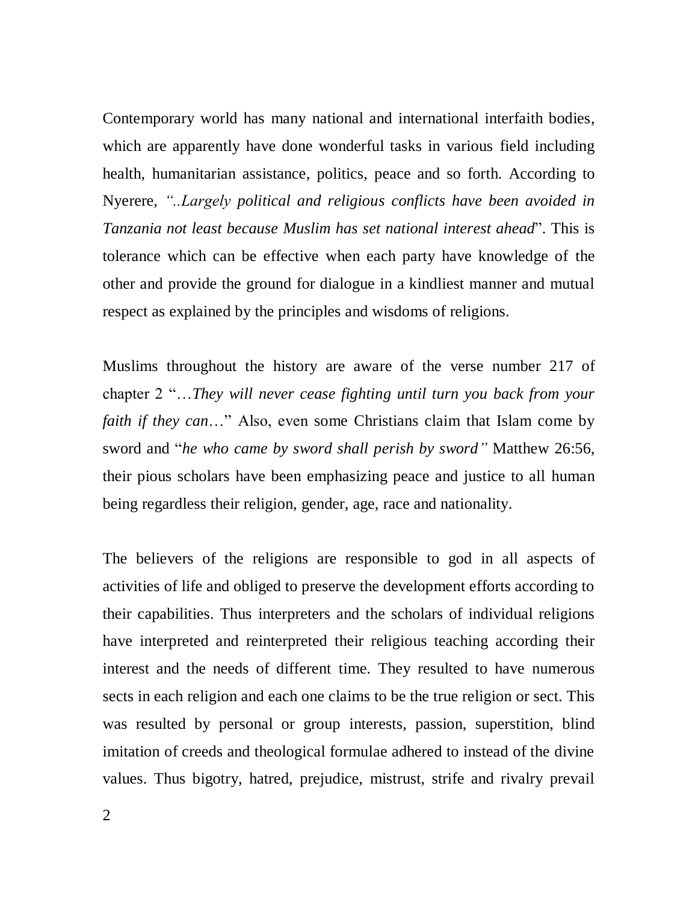Contemporary world has many national and international interfaith bodies, which are apparently have done wonderful tasks in various field including health, humanitarian assistance, politics, peace and so forth. According to Nyerere, *"..Largely political and religious conflicts have been avoided in Tanzania not least because Muslim has set national interest ahead*". This is tolerance which can be effective when each party have knowledge of the other and provide the ground for dialogue in a kindliest manner and mutual respect as explained by the principles and wisdoms of religions.

Muslims throughout the history are aware of the verse number 217 of chapter 2 "…*They will never cease fighting until turn you back from your faith if they can*…" Also, even some Christians claim that Islam come by sword and "*he who came by sword shall perish by sword"* Matthew 26:56, their pious scholars have been emphasizing peace and justice to all human being regardless their religion, gender, age, race and nationality.

The believers of the religions are responsible to god in all aspects of activities of life and obliged to preserve the development efforts according to their capabilities. Thus interpreters and the scholars of individual religions have interpreted and reinterpreted their religious teaching according their interest and the needs of different time. They resulted to have numerous sects in each religion and each one claims to be the true religion or sect. This was resulted by personal or group interests, passion, superstition, blind imitation of creeds and theological formulae adhered to instead of the divine values. Thus bigotry, hatred, prejudice, mistrust, strife and rivalry prevail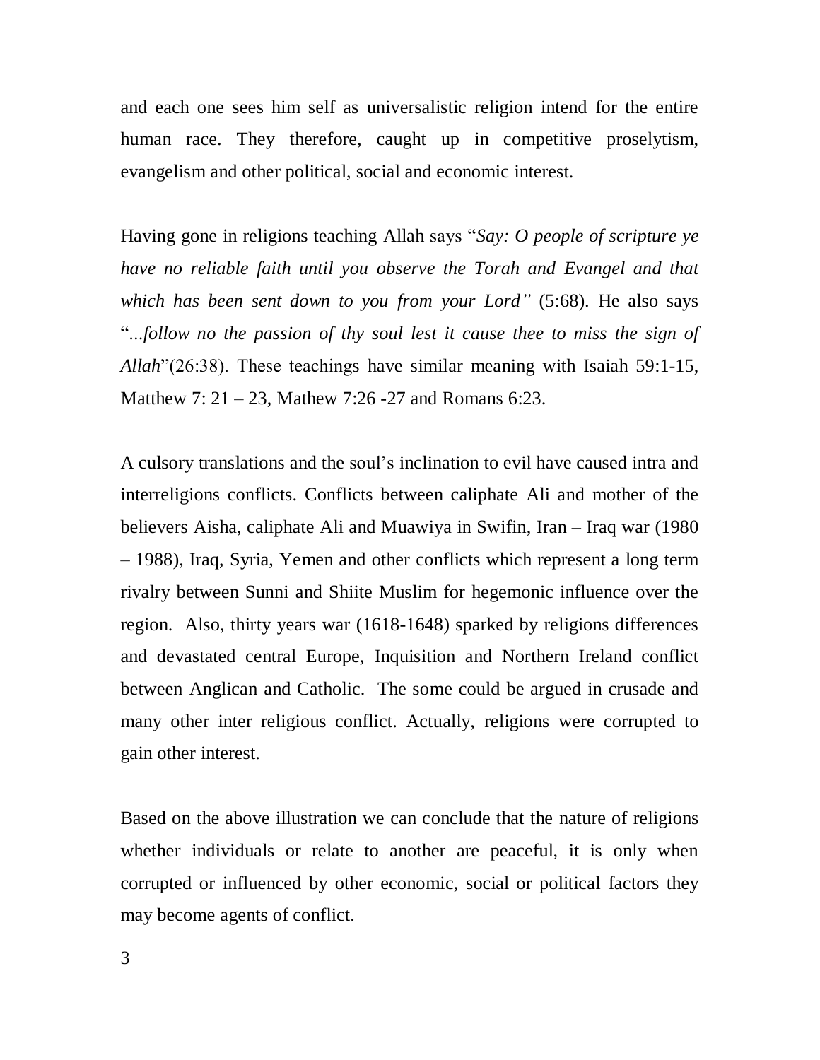and each one sees him self as universalistic religion intend for the entire human race. They therefore, caught up in competitive proselytism, evangelism and other political, social and economic interest.

Having gone in religions teaching Allah says "*Say: O people of scripture ye have no reliable faith until you observe the Torah and Evangel and that which has been sent down to you from your Lord"* (5:68). He also says "*...follow no the passion of thy soul lest it cause thee to miss the sign of Allah*"(26:38). These teachings have similar meaning with Isaiah 59:1-15, Matthew 7: 21 – 23, Mathew 7:26 -27 and Romans 6:23.

A culsory translations and the soul's inclination to evil have caused intra and interreligions conflicts. Conflicts between caliphate Ali and mother of the believers Aisha, caliphate Ali and Muawiya in Swifin, Iran – Iraq war (1980 – 1988), Iraq, Syria, Yemen and other conflicts which represent a long term rivalry between Sunni and Shiite Muslim for hegemonic influence over the region. Also, thirty years war (1618-1648) sparked by religions differences and devastated central Europe, Inquisition and Northern Ireland conflict between Anglican and Catholic. The some could be argued in crusade and many other inter religious conflict. Actually, religions were corrupted to gain other interest.

Based on the above illustration we can conclude that the nature of religions whether individuals or relate to another are peaceful, it is only when corrupted or influenced by other economic, social or political factors they may become agents of conflict.